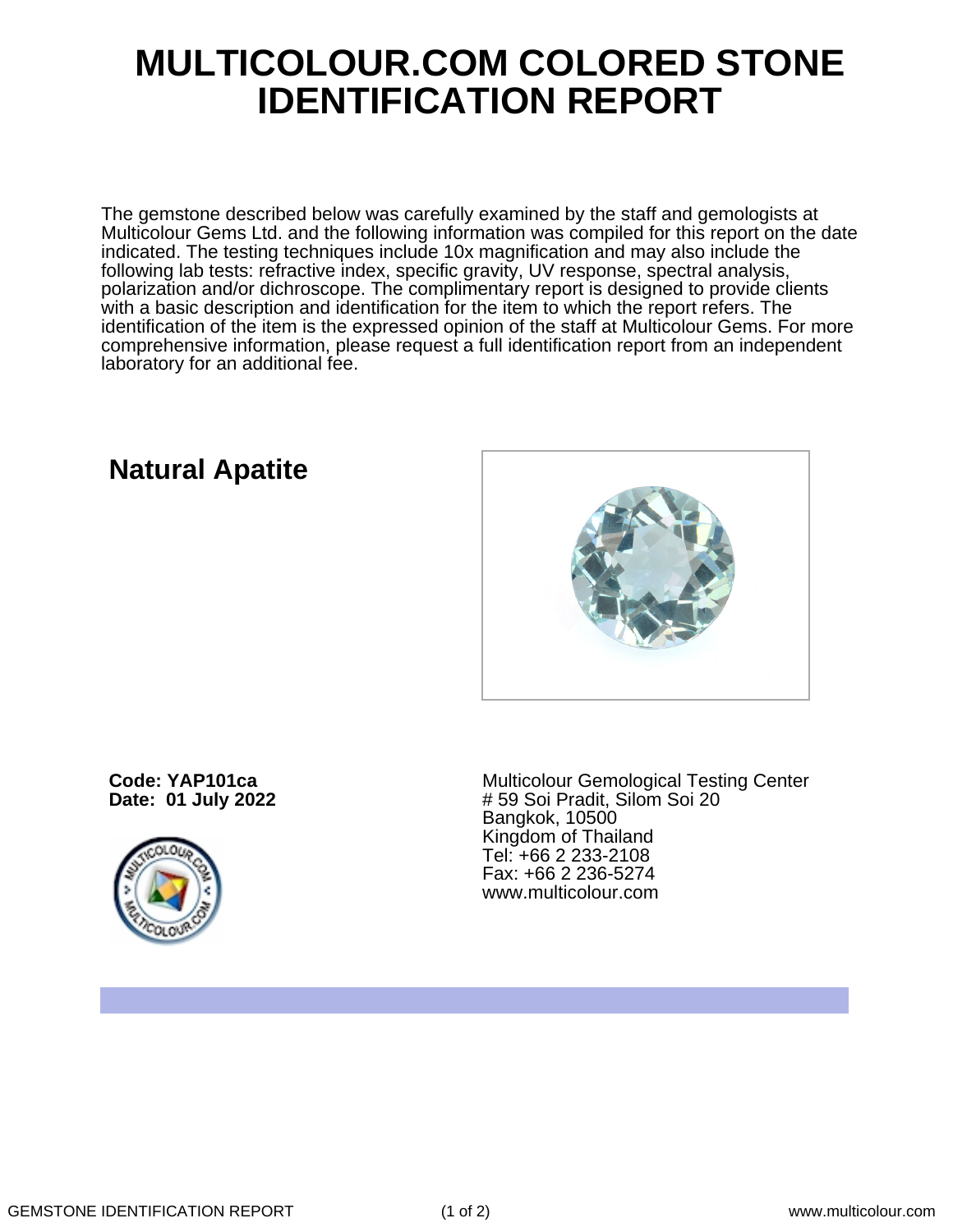# MULTICOLOUR.COM COLORED STONE IDENTIFICATION REPORT

The gemstone described below was carefully examined by the staff and gemologists at Multicolour Gems Ltd. and the following information was compiled for this report on the date indicated. The testing techniques include 10x magnification and may also include the following lab tests: refractive index, specific gravity, UV response, spectral analysis, polarization and/or dichroscope. The complimentary report is designed to provide clients with a basic description and identification for the item to which the report refers. The identification of the item is the expressed opinion of the staff at Multicolour Gems. For more comprehensive information, please request a full identification report from an independent laboratory for an additional fee.

## Natural Apatite

**Code: YAP101ca**
**Date: 01 July 2022**

Multicolour Gemological Testing Center
# 59 Soi Pradit, Silom Soi 20
Bangkok, 10500
Kingdom of Thailand
Tel: +66 2 233-2108
Fax: +66 2 236-5274
www.multicolour.com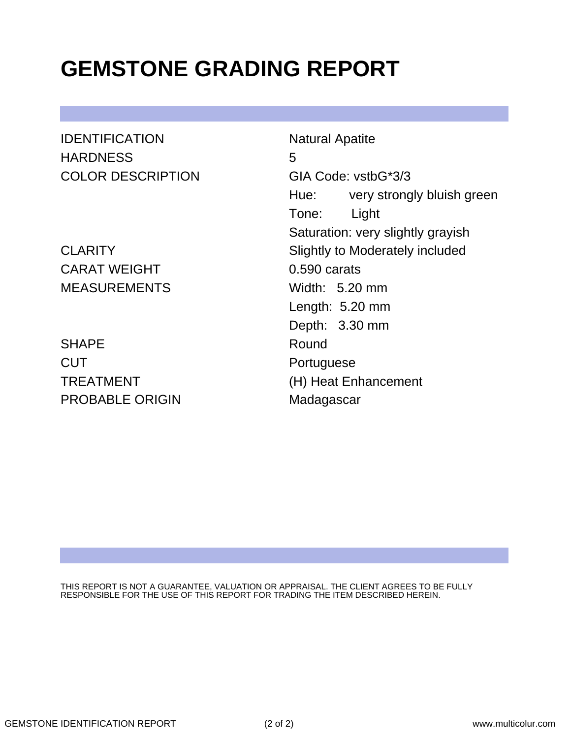# GEMSTONE GRADING REPORT

| | |
|---|---|
| IDENTIFICATION | Natural Apatite |
| HARDNESS | 5 |
| COLOR DESCRIPTION | GIA Code: vstbG*3/3 |
| | Hue: very strongly bluish green |
| | Tone: Light |
| | Saturation: very slightly grayish |
| CLARITY | Slightly to Moderately included |
| CARAT WEIGHT | 0.590 carats |
| MEASUREMENTS | Width: 5.20 mm |
| | Length: 5.20 mm |
| | Depth: 3.30 mm |
| SHAPE | Round |
| CUT | Portuguese |
| TREATMENT | (H) Heat Enhancement |
| PROBABLE ORIGIN | Madagascar |

THIS REPORT IS NOT A GUARANTEE, VALUATION OR APPRAISAL. THE CLIENT AGREES TO BE FULLY RESPONSIBLE FOR THE USE OF THIS REPORT FOR TRADING THE ITEM DESCRIBED HEREIN.